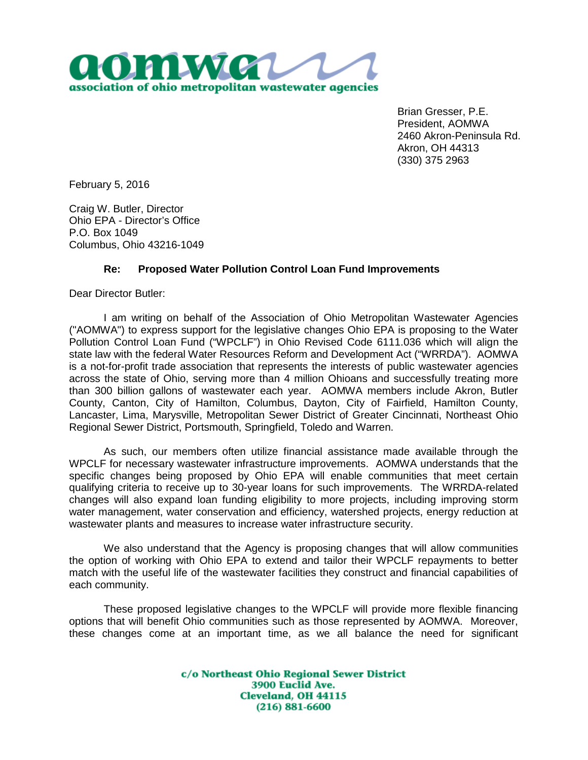**aomwa**
**association of ohio metropolitan wastewater agencies**

Brian Gresser, P.E.
President, AOMWA
2460 Akron-Peninsula Rd.
Akron, OH 44313
(330) 375 2963

February 5, 2016

Craig W. Butler, Director
Ohio EPA - Director's Office
P.O. Box 1049
Columbus, Ohio 43216-1049

**Re: Proposed Water Pollution Control Loan Fund Improvements**

Dear Director Butler:

I am writing on behalf of the Association of Ohio Metropolitan Wastewater Agencies ("AOMWA") to express support for the legislative changes Ohio EPA is proposing to the Water Pollution Control Loan Fund ("WPCLF") in Ohio Revised Code 6111.036 which will align the state law with the federal Water Resources Reform and Development Act ("WRRDA"). AOMWA is a not-for-profit trade association that represents the interests of public wastewater agencies across the state of Ohio, serving more than 4 million Ohioans and successfully treating more than 300 billion gallons of wastewater each year. AOMWA members include Akron, Butler County, Canton, City of Hamilton, Columbus, Dayton, City of Fairfield, Hamilton County, Lancaster, Lima, Marysville, Metropolitan Sewer District of Greater Cincinnati, Northeast Ohio Regional Sewer District, Portsmouth, Springfield, Toledo and Warren.

As such, our members often utilize financial assistance made available through the WPCLF for necessary wastewater infrastructure improvements. AOMWA understands that the specific changes being proposed by Ohio EPA will enable communities that meet certain qualifying criteria to receive up to 30-year loans for such improvements. The WRRDA-related changes will also expand loan funding eligibility to more projects, including improving storm water management, water conservation and efficiency, watershed projects, energy reduction at wastewater plants and measures to increase water infrastructure security.

We also understand that the Agency is proposing changes that will allow communities the option of working with Ohio EPA to extend and tailor their WPCLF repayments to better match with the useful life of the wastewater facilities they construct and financial capabilities of each community.

These proposed legislative changes to the WPCLF will provide more flexible financing options that will benefit Ohio communities such as those represented by AOMWA. Moreover, these changes come at an important time, as we all balance the need for significant

**c/o Northeast Ohio Regional Sewer District**
**3900 Euclid Ave.**
**Cleveland, OH 44115**
**(216) 881-6600**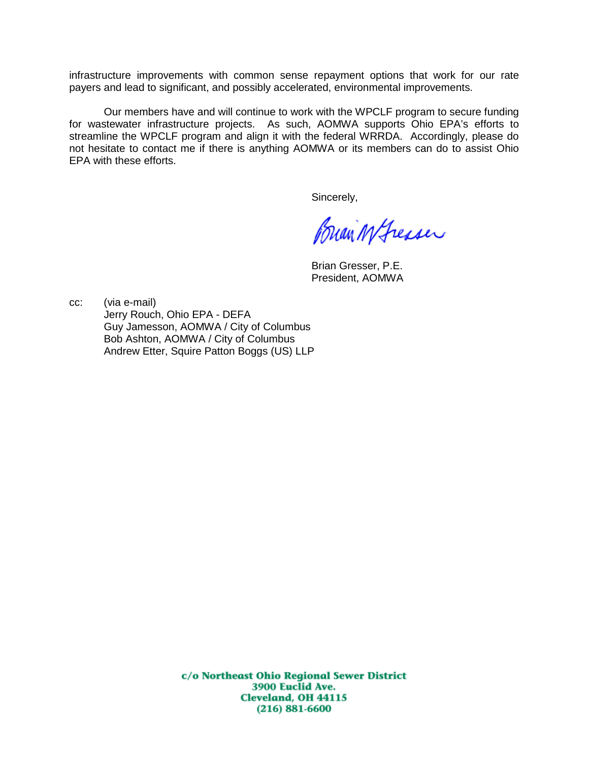infrastructure improvements with common sense repayment options that work for our rate payers and lead to significant, and possibly accelerated, environmental improvements.

Our members have and will continue to work with the WPCLF program to secure funding for wastewater infrastructure projects. As such, AOMWA supports Ohio EPA's efforts to streamline the WPCLF program and align it with the federal WRRDA. Accordingly, please do not hesitate to contact me if there is anything AOMWA or its members can do to assist Ohio EPA with these efforts.

Sincerely,

Brian M Gresser

Brian Gresser, P.E.
President, AOMWA

cc: (via e-mail)
Jerry Rouch, Ohio EPA - DEFA
Guy Jamesson, AOMWA / City of Columbus
Bob Ashton, AOMWA / City of Columbus
Andrew Etter, Squire Patton Boggs (US) LLP

**c/o Northeast Ohio Regional Sewer District**
**3900 Euclid Ave.**
**Cleveland, OH 44115**
**(216) 881-6600**